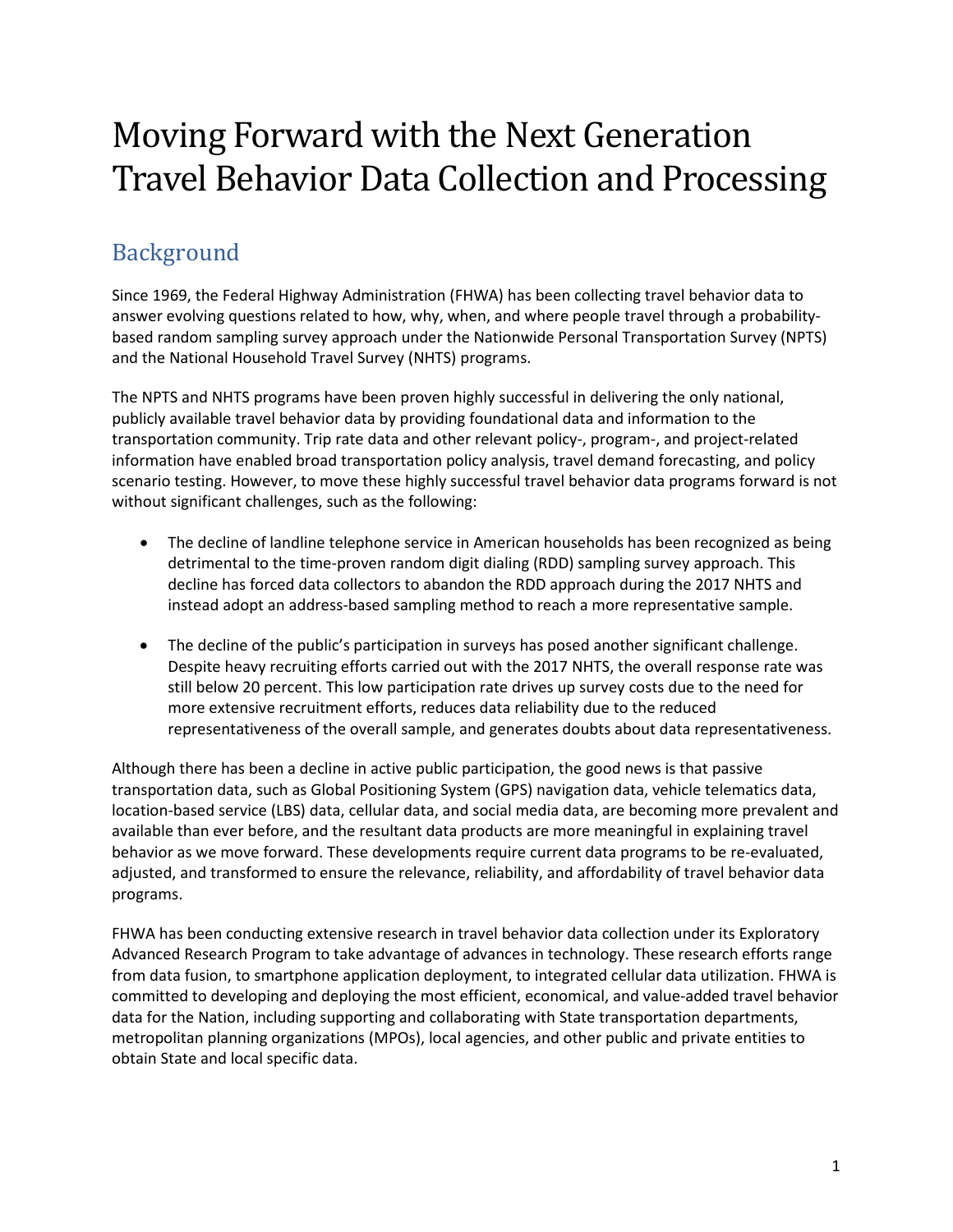# Moving Forward with the Next Generation Travel Behavior Data Collection and Processing

## Background

Since 1969, the Federal Highway Administration (FHWA) has been collecting travel behavior data to answer evolving questions related to how, why, when, and where people travel through a probability-based random sampling survey approach under the Nationwide Personal Transportation Survey (NPTS) and the National Household Travel Survey (NHTS) programs.

The NPTS and NHTS programs have been proven highly successful in delivering the only national, publicly available travel behavior data by providing foundational data and information to the transportation community. Trip rate data and other relevant policy-, program-, and project-related information have enabled broad transportation policy analysis, travel demand forecasting, and policy scenario testing. However, to move these highly successful travel behavior data programs forward is not without significant challenges, such as the following:

- The decline of landline telephone service in American households has been recognized as being detrimental to the time-proven random digit dialing (RDD) sampling survey approach. This decline has forced data collectors to abandon the RDD approach during the 2017 NHTS and instead adopt an address-based sampling method to reach a more representative sample.
- The decline of the public's participation in surveys has posed another significant challenge. Despite heavy recruiting efforts carried out with the 2017 NHTS, the overall response rate was still below 20 percent. This low participation rate drives up survey costs due to the need for more extensive recruitment efforts, reduces data reliability due to the reduced representativeness of the overall sample, and generates doubts about data representativeness.

Although there has been a decline in active public participation, the good news is that passive transportation data, such as Global Positioning System (GPS) navigation data, vehicle telematics data, location-based service (LBS) data, cellular data, and social media data, are becoming more prevalent and available than ever before, and the resultant data products are more meaningful in explaining travel behavior as we move forward. These developments require current data programs to be re-evaluated, adjusted, and transformed to ensure the relevance, reliability, and affordability of travel behavior data programs.

FHWA has been conducting extensive research in travel behavior data collection under its Exploratory Advanced Research Program to take advantage of advances in technology. These research efforts range from data fusion, to smartphone application deployment, to integrated cellular data utilization. FHWA is committed to developing and deploying the most efficient, economical, and value-added travel behavior data for the Nation, including supporting and collaborating with State transportation departments, metropolitan planning organizations (MPOs), local agencies, and other public and private entities to obtain State and local specific data.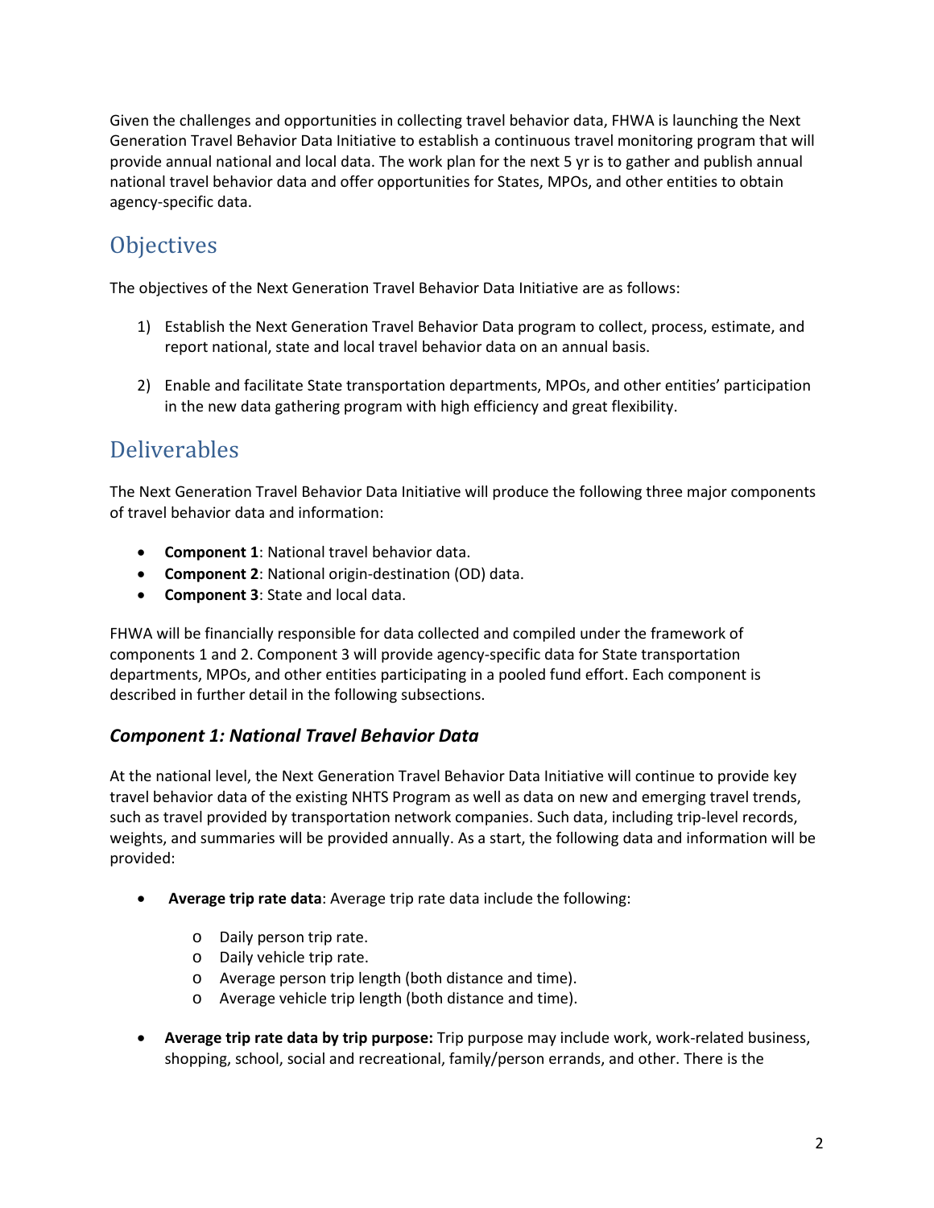Given the challenges and opportunities in collecting travel behavior data, FHWA is launching the Next Generation Travel Behavior Data Initiative to establish a continuous travel monitoring program that will provide annual national and local data. The work plan for the next 5 yr is to gather and publish annual national travel behavior data and offer opportunities for States, MPOs, and other entities to obtain agency-specific data.

## Objectives

The objectives of the Next Generation Travel Behavior Data Initiative are as follows:

1) Establish the Next Generation Travel Behavior Data program to collect, process, estimate, and report national, state and local travel behavior data on an annual basis.

2) Enable and facilitate State transportation departments, MPOs, and other entities' participation in the new data gathering program with high efficiency and great flexibility.

## Deliverables

The Next Generation Travel Behavior Data Initiative will produce the following three major components of travel behavior data and information:

- **Component 1**: National travel behavior data.
- **Component 2**: National origin-destination (OD) data.
- **Component 3**: State and local data.

FHWA will be financially responsible for data collected and compiled under the framework of components 1 and 2. Component 3 will provide agency-specific data for State transportation departments, MPOs, and other entities participating in a pooled fund effort. Each component is described in further detail in the following subsections.

### *Component 1: National Travel Behavior Data*

At the national level, the Next Generation Travel Behavior Data Initiative will continue to provide key travel behavior data of the existing NHTS Program as well as data on new and emerging travel trends, such as travel provided by transportation network companies. Such data, including trip-level records, weights, and summaries will be provided annually. As a start, the following data and information will be provided:

- **Average trip rate data**: Average trip rate data include the following:
    - Daily person trip rate.
    - Daily vehicle trip rate.
    - Average person trip length (both distance and time).
    - Average vehicle trip length (both distance and time).

- **Average trip rate data by trip purpose:** Trip purpose may include work, work-related business, shopping, school, social and recreational, family/person errands, and other. There is the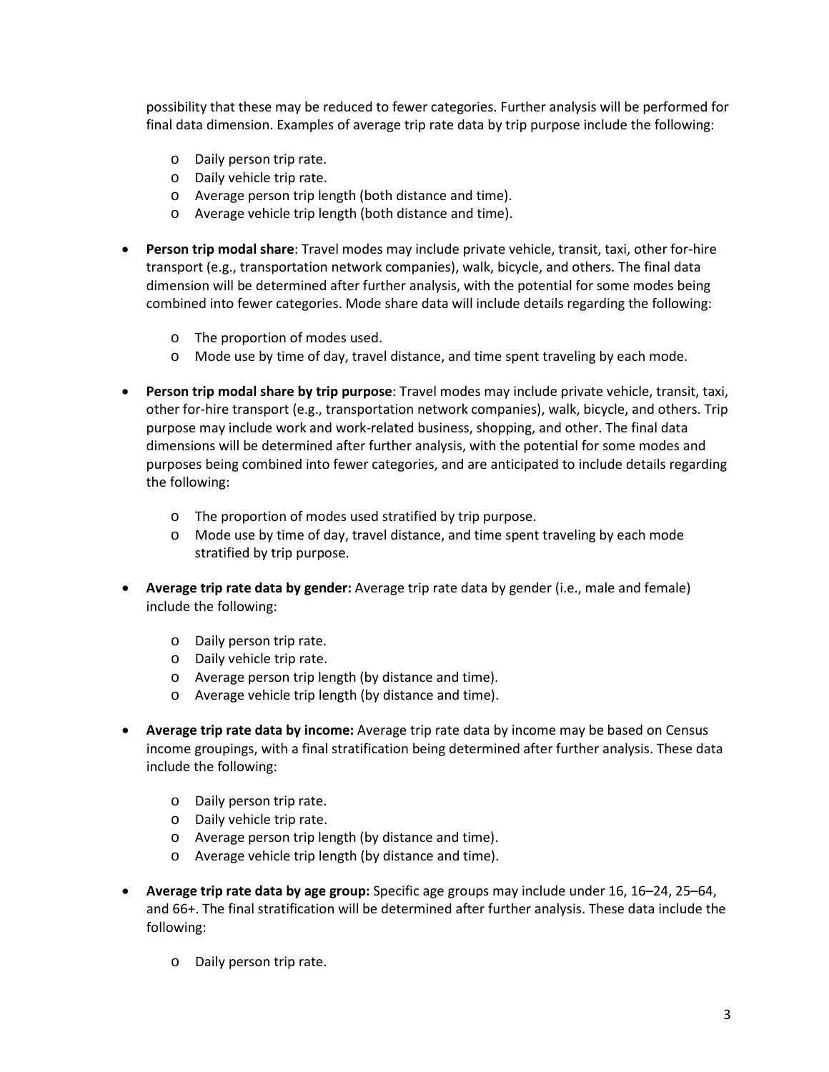possibility that these may be reduced to fewer categories. Further analysis will be performed for final data dimension. Examples of average trip rate data by trip purpose include the following:

  - Daily person trip rate.
  - Daily vehicle trip rate.
  - Average person trip length (both distance and time).
  - Average vehicle trip length (both distance and time).

- **Person trip modal share**: Travel modes may include private vehicle, transit, taxi, other for-hire transport (e.g., transportation network companies), walk, bicycle, and others. The final data dimension will be determined after further analysis, with the potential for some modes being combined into fewer categories. Mode share data will include details regarding the following:

  - The proportion of modes used.
  - Mode use by time of day, travel distance, and time spent traveling by each mode.

- **Person trip modal share by trip purpose**: Travel modes may include private vehicle, transit, taxi, other for-hire transport (e.g., transportation network companies), walk, bicycle, and others. Trip purpose may include work and work-related business, shopping, and other. The final data dimensions will be determined after further analysis, with the potential for some modes and purposes being combined into fewer categories, and are anticipated to include details regarding the following:

  - The proportion of modes used stratified by trip purpose.
  - Mode use by time of day, travel distance, and time spent traveling by each mode stratified by trip purpose.

- **Average trip rate data by gender:** Average trip rate data by gender (i.e., male and female) include the following:

  - Daily person trip rate.
  - Daily vehicle trip rate.
  - Average person trip length (by distance and time).
  - Average vehicle trip length (by distance and time).

- **Average trip rate data by income:** Average trip rate data by income may be based on Census income groupings, with a final stratification being determined after further analysis. These data include the following:

  - Daily person trip rate.
  - Daily vehicle trip rate.
  - Average person trip length (by distance and time).
  - Average vehicle trip length (by distance and time).

- **Average trip rate data by age group:** Specific age groups may include under 16, 16–24, 25–64, and 66+. The final stratification will be determined after further analysis. These data include the following:

  - Daily person trip rate.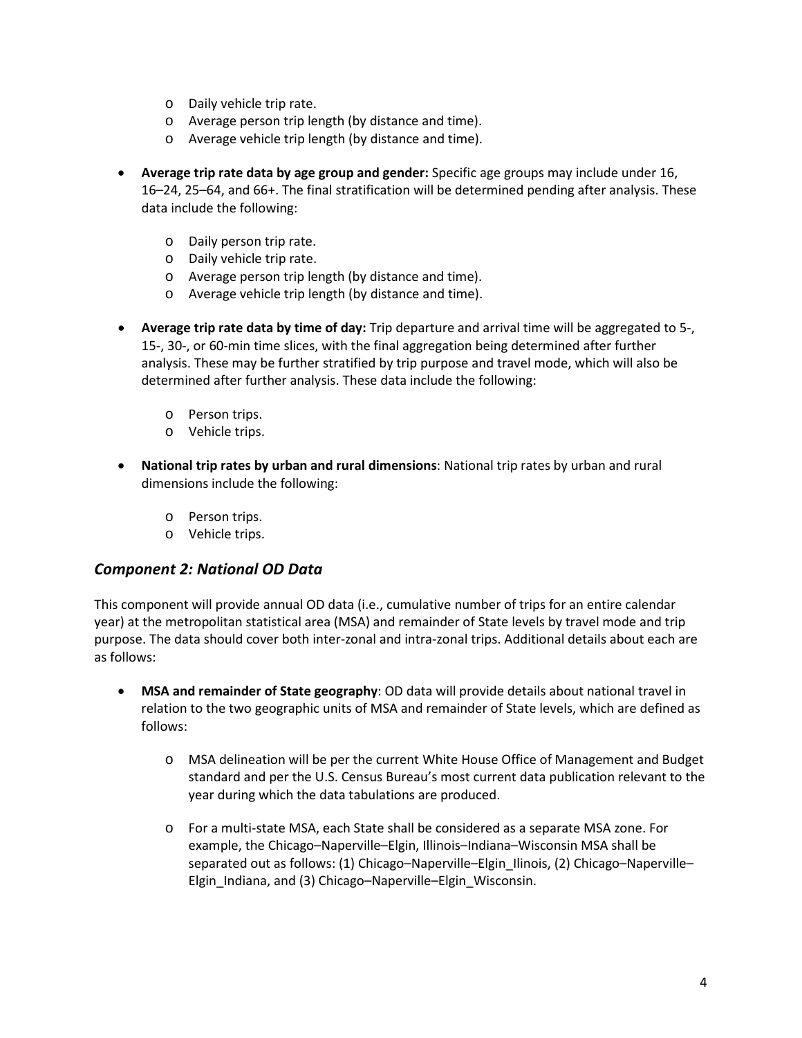- Daily vehicle trip rate.
    - Average person trip length (by distance and time).
    - Average vehicle trip length (by distance and time).

- **Average trip rate data by age group and gender:** Specific age groups may include under 16, 16–24, 25–64, and 66+. The final stratification will be determined pending after analysis. These data include the following:

    - Daily person trip rate.
    - Daily vehicle trip rate.
    - Average person trip length (by distance and time).
    - Average vehicle trip length (by distance and time).

- **Average trip rate data by time of day:** Trip departure and arrival time will be aggregated to 5-, 15-, 30-, or 60-min time slices, with the final aggregation being determined after further analysis. These may be further stratified by trip purpose and travel mode, which will also be determined after further analysis. These data include the following:

    - Person trips.
    - Vehicle trips.

- **National trip rates by urban and rural dimensions**: National trip rates by urban and rural dimensions include the following:

    - Person trips.
    - Vehicle trips.

### *Component 2: National OD Data*

This component will provide annual OD data (i.e., cumulative number of trips for an entire calendar year) at the metropolitan statistical area (MSA) and remainder of State levels by travel mode and trip purpose. The data should cover both inter-zonal and intra-zonal trips. Additional details about each are as follows:

- **MSA and remainder of State geography**: OD data will provide details about national travel in relation to the two geographic units of MSA and remainder of State levels, which are defined as follows:

    - MSA delineation will be per the current White House Office of Management and Budget standard and per the U.S. Census Bureau's most current data publication relevant to the year during which the data tabulations are produced.

    - For a multi-state MSA, each State shall be considered as a separate MSA zone. For example, the Chicago–Naperville–Elgin, Illinois–Indiana–Wisconsin MSA shall be separated out as follows: (1) Chicago–Naperville–Elgin_Ilinois, (2) Chicago–Naperville–Elgin_Indiana, and (3) Chicago–Naperville–Elgin_Wisconsin.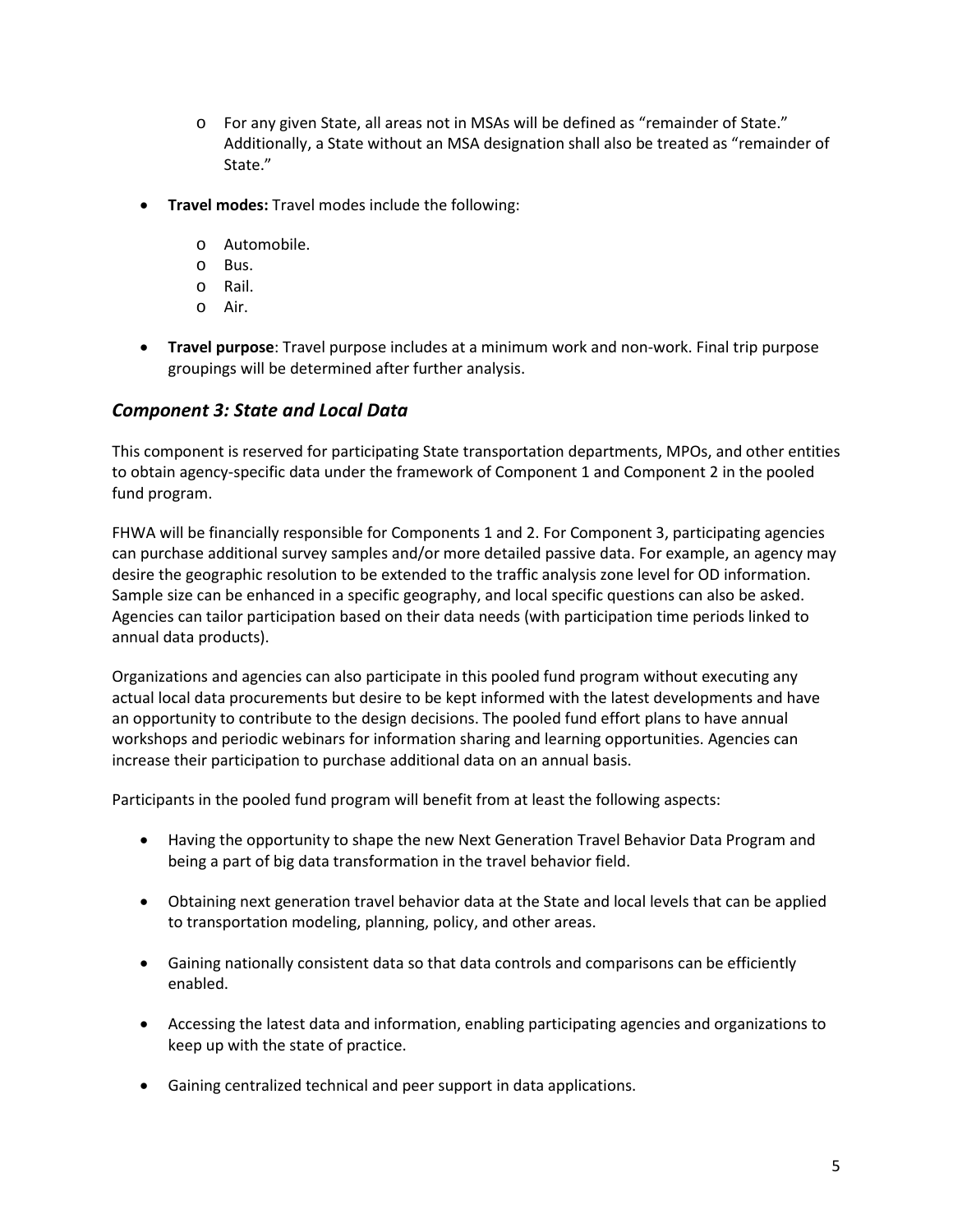- For any given State, all areas not in MSAs will be defined as "remainder of State." Additionally, a State without an MSA designation shall also be treated as "remainder of State."

- **Travel modes:** Travel modes include the following:
  - Automobile.
  - Bus.
  - Rail.
  - Air.

- **Travel purpose**: Travel purpose includes at a minimum work and non-work. Final trip purpose groupings will be determined after further analysis.

### *Component 3: State and Local Data*

This component is reserved for participating State transportation departments, MPOs, and other entities to obtain agency-specific data under the framework of Component 1 and Component 2 in the pooled fund program.

FHWA will be financially responsible for Components 1 and 2. For Component 3, participating agencies can purchase additional survey samples and/or more detailed passive data. For example, an agency may desire the geographic resolution to be extended to the traffic analysis zone level for OD information. Sample size can be enhanced in a specific geography, and local specific questions can also be asked. Agencies can tailor participation based on their data needs (with participation time periods linked to annual data products).

Organizations and agencies can also participate in this pooled fund program without executing any actual local data procurements but desire to be kept informed with the latest developments and have an opportunity to contribute to the design decisions. The pooled fund effort plans to have annual workshops and periodic webinars for information sharing and learning opportunities. Agencies can increase their participation to purchase additional data on an annual basis.

Participants in the pooled fund program will benefit from at least the following aspects:

- Having the opportunity to shape the new Next Generation Travel Behavior Data Program and being a part of big data transformation in the travel behavior field.

- Obtaining next generation travel behavior data at the State and local levels that can be applied to transportation modeling, planning, policy, and other areas.

- Gaining nationally consistent data so that data controls and comparisons can be efficiently enabled.

- Accessing the latest data and information, enabling participating agencies and organizations to keep up with the state of practice.

- Gaining centralized technical and peer support in data applications.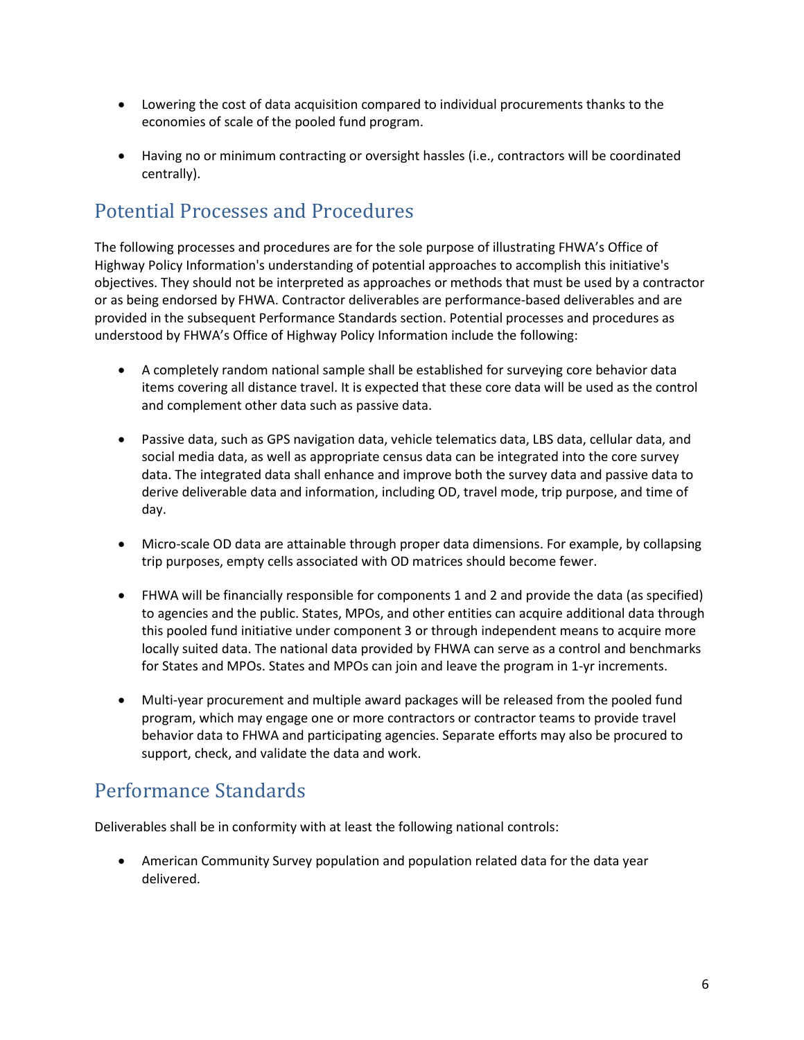- Lowering the cost of data acquisition compared to individual procurements thanks to the economies of scale of the pooled fund program.
- Having no or minimum contracting or oversight hassles (i.e., contractors will be coordinated centrally).

## Potential Processes and Procedures

The following processes and procedures are for the sole purpose of illustrating FHWA's Office of Highway Policy Information's understanding of potential approaches to accomplish this initiative's objectives. They should not be interpreted as approaches or methods that must be used by a contractor or as being endorsed by FHWA. Contractor deliverables are performance-based deliverables and are provided in the subsequent Performance Standards section. Potential processes and procedures as understood by FHWA's Office of Highway Policy Information include the following:

- A completely random national sample shall be established for surveying core behavior data items covering all distance travel. It is expected that these core data will be used as the control and complement other data such as passive data.
- Passive data, such as GPS navigation data, vehicle telematics data, LBS data, cellular data, and social media data, as well as appropriate census data can be integrated into the core survey data. The integrated data shall enhance and improve both the survey data and passive data to derive deliverable data and information, including OD, travel mode, trip purpose, and time of day.
- Micro-scale OD data are attainable through proper data dimensions. For example, by collapsing trip purposes, empty cells associated with OD matrices should become fewer.
- FHWA will be financially responsible for components 1 and 2 and provide the data (as specified) to agencies and the public. States, MPOs, and other entities can acquire additional data through this pooled fund initiative under component 3 or through independent means to acquire more locally suited data. The national data provided by FHWA can serve as a control and benchmarks for States and MPOs. States and MPOs can join and leave the program in 1-yr increments.
- Multi-year procurement and multiple award packages will be released from the pooled fund program, which may engage one or more contractors or contractor teams to provide travel behavior data to FHWA and participating agencies. Separate efforts may also be procured to support, check, and validate the data and work.

## Performance Standards

Deliverables shall be in conformity with at least the following national controls:

- American Community Survey population and population related data for the data year delivered.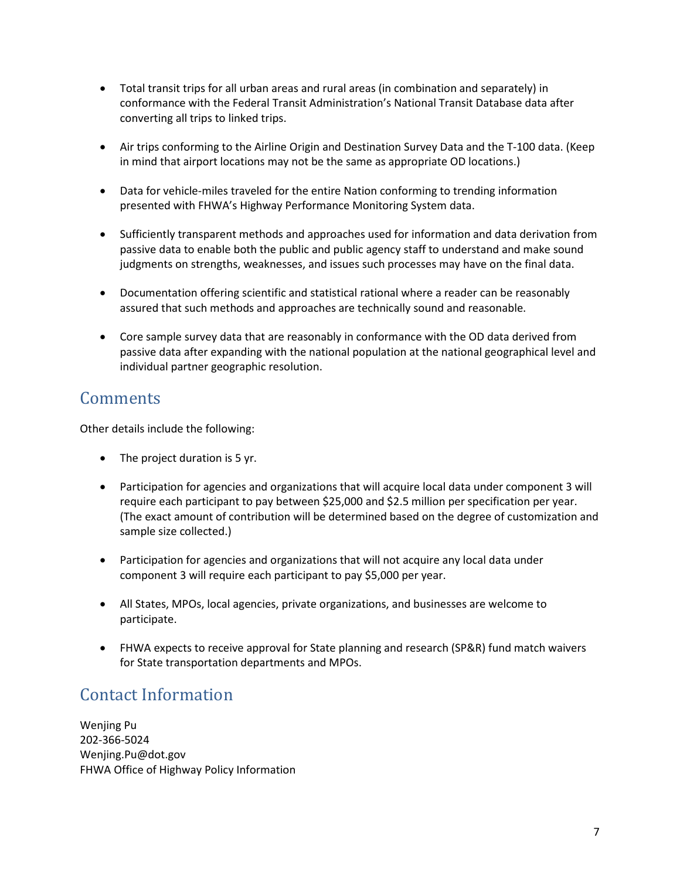- Total transit trips for all urban areas and rural areas (in combination and separately) in conformance with the Federal Transit Administration's National Transit Database data after converting all trips to linked trips.

- Air trips conforming to the Airline Origin and Destination Survey Data and the T-100 data. (Keep in mind that airport locations may not be the same as appropriate OD locations.)

- Data for vehicle-miles traveled for the entire Nation conforming to trending information presented with FHWA's Highway Performance Monitoring System data.

- Sufficiently transparent methods and approaches used for information and data derivation from passive data to enable both the public and public agency staff to understand and make sound judgments on strengths, weaknesses, and issues such processes may have on the final data.

- Documentation offering scientific and statistical rational where a reader can be reasonably assured that such methods and approaches are technically sound and reasonable.

- Core sample survey data that are reasonably in conformance with the OD data derived from passive data after expanding with the national population at the national geographical level and individual partner geographic resolution.

## Comments

Other details include the following:

- The project duration is 5 yr.

- Participation for agencies and organizations that will acquire local data under component 3 will require each participant to pay between $25,000 and $2.5 million per specification per year. (The exact amount of contribution will be determined based on the degree of customization and sample size collected.)

- Participation for agencies and organizations that will not acquire any local data under component 3 will require each participant to pay $5,000 per year.

- All States, MPOs, local agencies, private organizations, and businesses are welcome to participate.

- FHWA expects to receive approval for State planning and research (SP&R) fund match waivers for State transportation departments and MPOs.

## Contact Information

Wenjing Pu
202-366-5024
Wenjing.Pu@dot.gov
FHWA Office of Highway Policy Information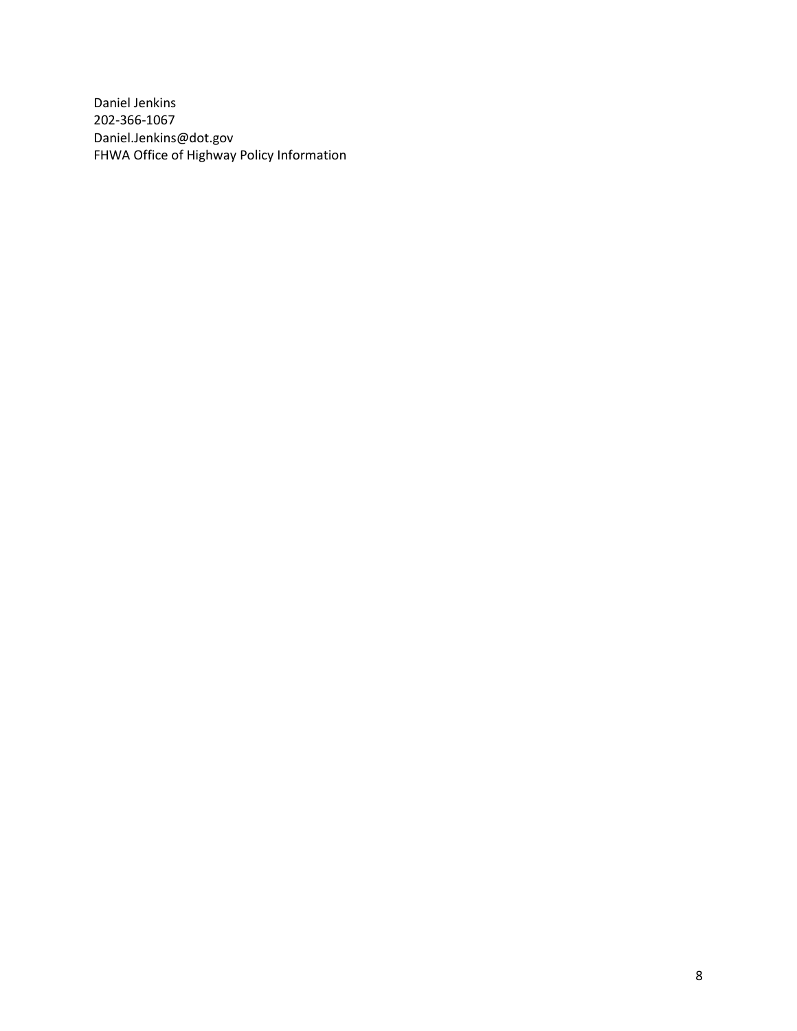Daniel Jenkins
202-366-1067
Daniel.Jenkins@dot.gov
FHWA Office of Highway Policy Information